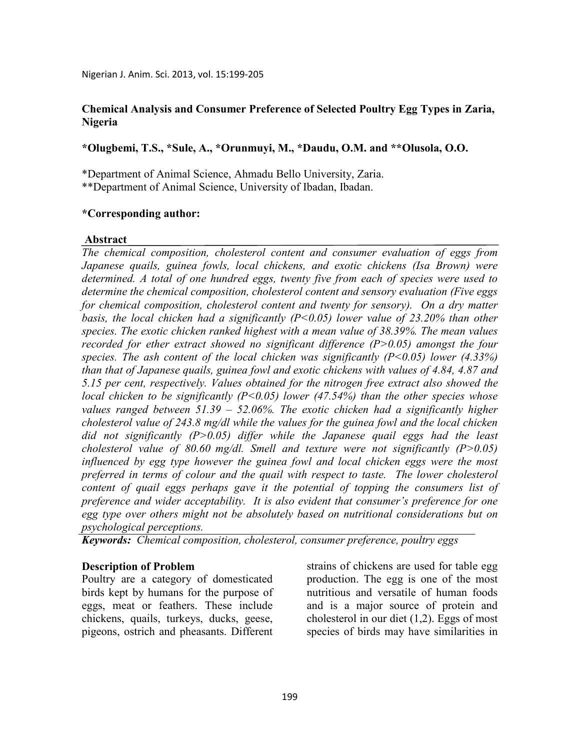# Chemical Analysis and Consumer Preference of Selected Poultry Egg Types in Zaria, Nigeria

**\*Olugbemi, T.S., \*Sule, A., \*Orunmuyi, M., \*Daudu, O.M. and \*\*Olusola, O.O.**

\*Department of Animal Science, Ahmadu Bello University, Zaria.
\*\*Department of Animal Science, University of Ibadan, Ibadan.

**\*Corresponding author:**

## Abstract

*The chemical composition, cholesterol content and consumer evaluation of eggs from Japanese quails, guinea fowls, local chickens, and exotic chickens (Isa Brown) were determined. A total of one hundred eggs, twenty five from each of species were used to determine the chemical composition, cholesterol content and sensory evaluation (Five eggs for chemical composition, cholesterol content and twenty for sensory). On a dry matter basis, the local chicken had a significantly (P<0.05) lower value of 23.20% than other species. The exotic chicken ranked highest with a mean value of 38.39%. The mean values recorded for ether extract showed no significant difference (P>0.05) amongst the four species. The ash content of the local chicken was significantly (P<0.05) lower (4.33%) than that of Japanese quails, guinea fowl and exotic chickens with values of 4.84, 4.87 and 5.15 per cent, respectively. Values obtained for the nitrogen free extract also showed the local chicken to be significantly (P<0.05) lower (47.54%) than the other species whose values ranged between 51.39 – 52.06%. The exotic chicken had a significantly higher cholesterol value of 243.8 mg/dl while the values for the guinea fowl and the local chicken did not significantly (P>0.05) differ while the Japanese quail eggs had the least cholesterol value of 80.60 mg/dl. Smell and texture were not significantly (P>0.05) influenced by egg type however the guinea fowl and local chicken eggs were the most preferred in terms of colour and the quail with respect to taste. The lower cholesterol content of quail eggs perhaps gave it the potential of topping the consumers list of preference and wider acceptability. It is also evident that consumer's preference for one egg type over others might not be absolutely based on nutritional considerations but on psychological perceptions.*

***Keywords:*** *Chemical composition, cholesterol, consumer preference, poultry eggs*

## Description of Problem

Poultry are a category of domesticated birds kept by humans for the purpose of eggs, meat or feathers. These include chickens, quails, turkeys, ducks, geese, pigeons, ostrich and pheasants. Different strains of chickens are used for table egg production. The egg is one of the most nutritious and versatile of human foods and is a major source of protein and cholesterol in our diet (1,2). Eggs of most species of birds may have similarities in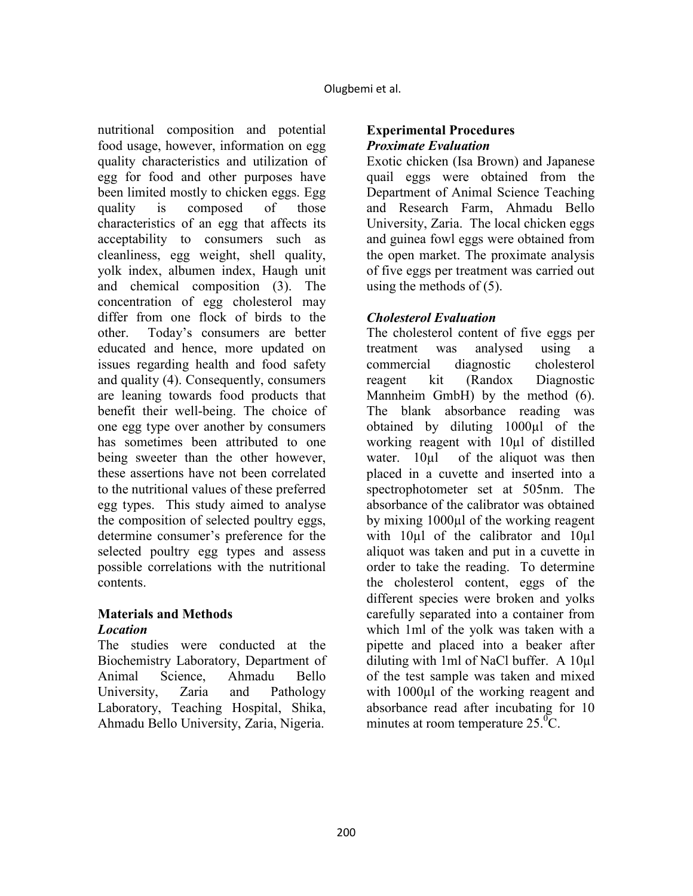nutritional composition and potential food usage, however, information on egg quality characteristics and utilization of egg for food and other purposes have been limited mostly to chicken eggs. Egg quality is composed of those characteristics of an egg that affects its acceptability to consumers such as cleanliness, egg weight, shell quality, yolk index, albumen index, Haugh unit and chemical composition (3). The concentration of egg cholesterol may differ from one flock of birds to the other. Today's consumers are better educated and hence, more updated on issues regarding health and food safety and quality (4). Consequently, consumers are leaning towards food products that benefit their well-being. The choice of one egg type over another by consumers has sometimes been attributed to one being sweeter than the other however, these assertions have not been correlated to the nutritional values of these preferred egg types. This study aimed to analyse the composition of selected poultry eggs, determine consumer's preference for the selected poultry egg types and assess possible correlations with the nutritional contents.

## Materials and Methods

### *Location*

The studies were conducted at the Biochemistry Laboratory, Department of Animal Science, Ahmadu Bello University, Zaria and Pathology Laboratory, Teaching Hospital, Shika, Ahmadu Bello University, Zaria, Nigeria.

## Experimental Procedures

### *Proximate Evaluation*

Exotic chicken (Isa Brown) and Japanese quail eggs were obtained from the Department of Animal Science Teaching and Research Farm, Ahmadu Bello University, Zaria. The local chicken eggs and guinea fowl eggs were obtained from the open market. The proximate analysis of five eggs per treatment was carried out using the methods of (5).

### *Cholesterol Evaluation*

The cholesterol content of five eggs per treatment was analysed using a commercial diagnostic cholesterol reagent kit (Randox Diagnostic Mannheim GmbH) by the method (6). The blank absorbance reading was obtained by diluting 1000µl of the working reagent with 10µl of distilled water. 10µl of the aliquot was then placed in a cuvette and inserted into a spectrophotometer set at 505nm. The absorbance of the calibrator was obtained by mixing 1000µl of the working reagent with 10µl of the calibrator and 10µl aliquot was taken and put in a cuvette in order to take the reading. To determine the cholesterol content, eggs of the different species were broken and yolks carefully separated into a container from which 1ml of the yolk was taken with a pipette and placed into a beaker after diluting with 1ml of NaCl buffer. A 10µl of the test sample was taken and mixed with 1000µl of the working reagent and absorbance read after incubating for 10 minutes at room temperature 25.$^{0}$C.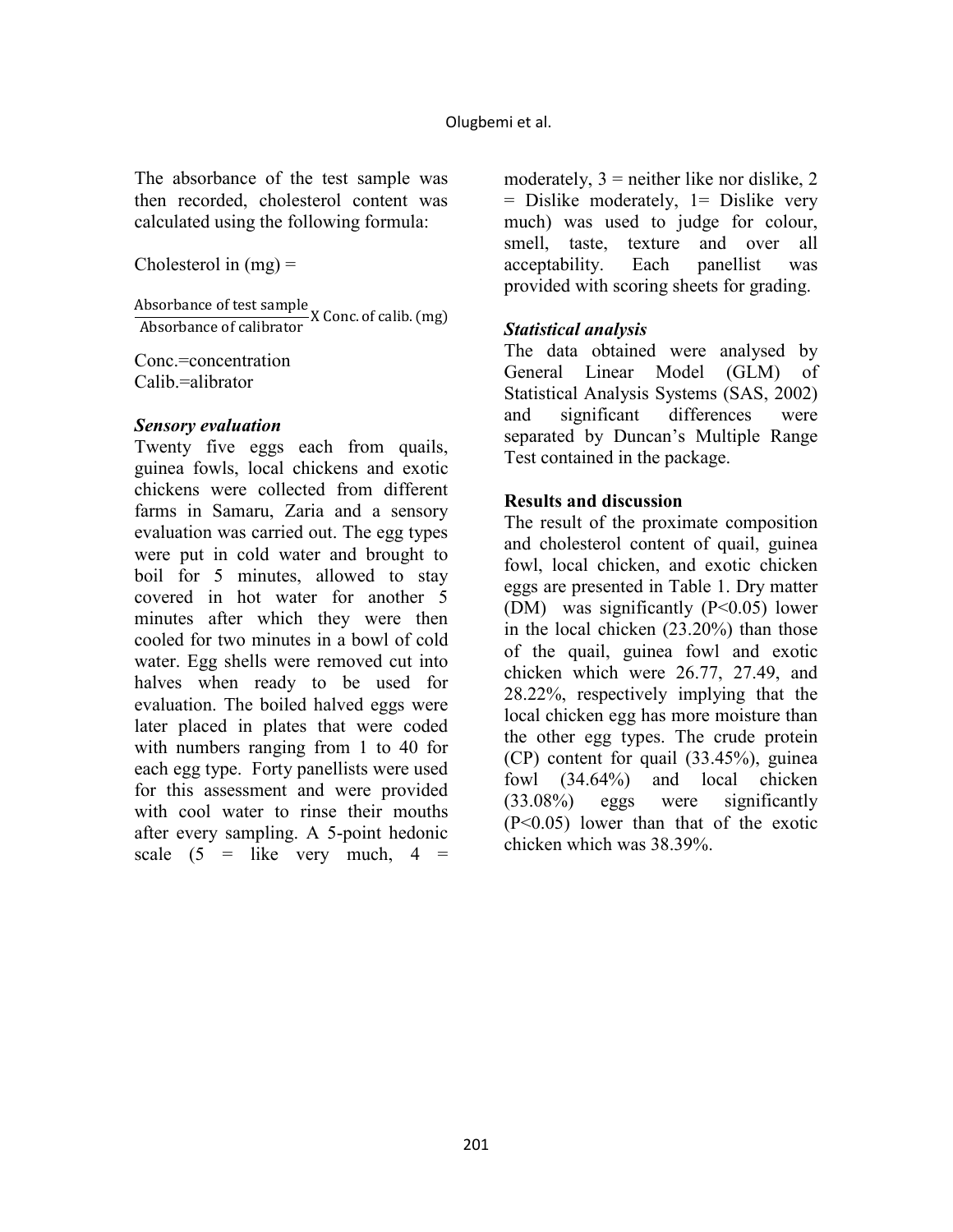The absorbance of the test sample was then recorded, cholesterol content was calculated using the following formula:

Cholesterol in (mg) =

$$\frac{\text{Absorbance of test sample}}{\text{Absorbance of calibrator}} \text{X Conc. of calib. (mg)}$$

Conc.=concentration
Calib.=alibrator

### *Sensory evaluation*

Twenty five eggs each from quails, guinea fowls, local chickens and exotic chickens were collected from different farms in Samaru, Zaria and a sensory evaluation was carried out. The egg types were put in cold water and brought to boil for 5 minutes, allowed to stay covered in hot water for another 5 minutes after which they were then cooled for two minutes in a bowl of cold water. Egg shells were removed cut into halves when ready to be used for evaluation. The boiled halved eggs were later placed in plates that were coded with numbers ranging from 1 to 40 for each egg type. Forty panellists were used for this assessment and were provided with cool water to rinse their mouths after every sampling. A 5-point hedonic scale (5 = like very much, 4 = moderately, 3 = neither like nor dislike, 2 = Dislike moderately, 1= Dislike very much) was used to judge for colour, smell, taste, texture and over all acceptability. Each panellist was provided with scoring sheets for grading.

### *Statistical analysis*

The data obtained were analysed by General Linear Model (GLM) of Statistical Analysis Systems (SAS, 2002) and significant differences were separated by Duncan's Multiple Range Test contained in the package.

## Results and discussion

The result of the proximate composition and cholesterol content of quail, guinea fowl, local chicken, and exotic chicken eggs are presented in Table 1. Dry matter (DM) was significantly ($P<0.05$) lower in the local chicken (23.20%) than those of the quail, guinea fowl and exotic chicken which were 26.77, 27.49, and 28.22%, respectively implying that the local chicken egg has more moisture than the other egg types. The crude protein (CP) content for quail (33.45%), guinea fowl (34.64%) and local chicken (33.08%) eggs were significantly ($P<0.05$) lower than that of the exotic chicken which was 38.39%.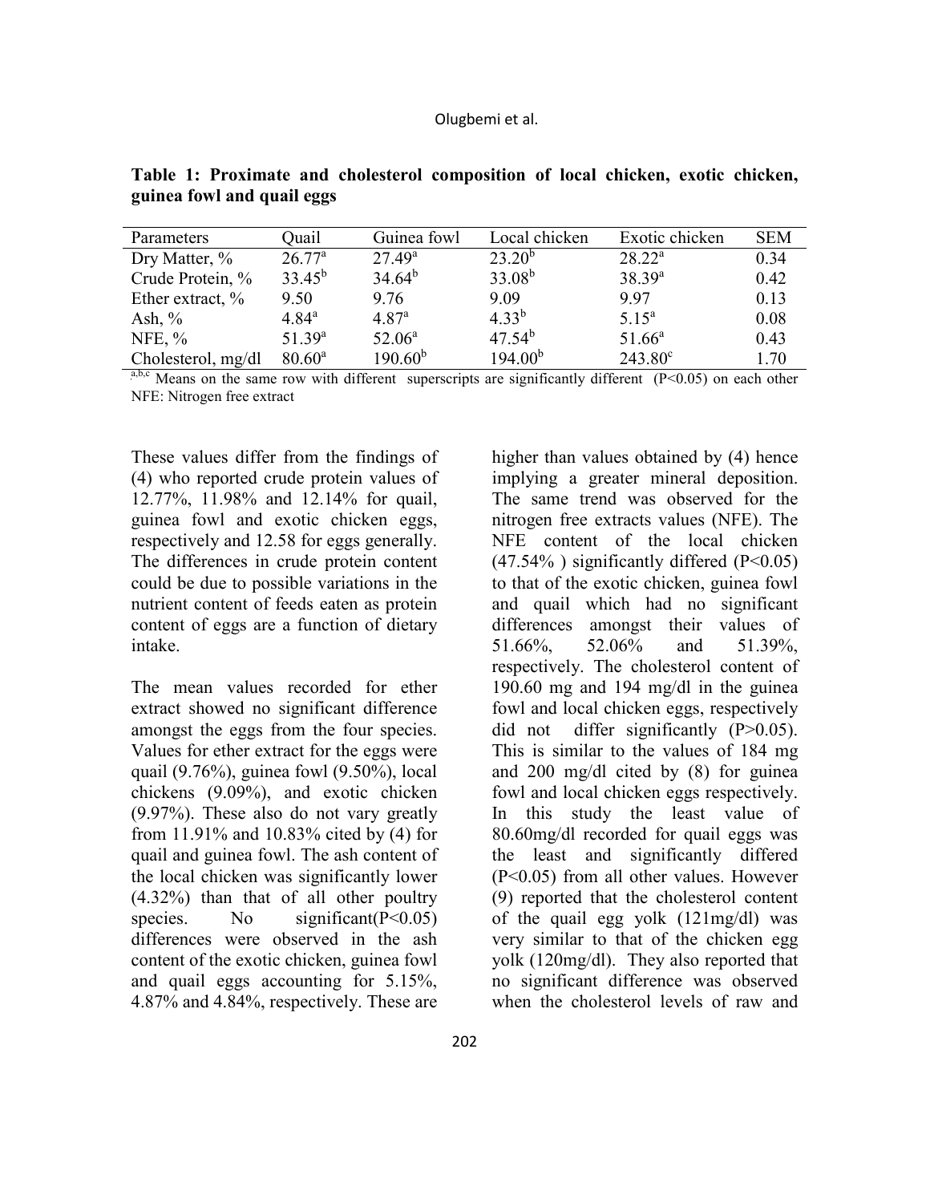**Table 1: Proximate and cholesterol composition of local chicken, exotic chicken, guinea fowl and quail eggs**

| Parameters | Quail | Guinea fowl | Local chicken | Exotic chicken | SEM |
|---|---|---|---|---|---|
| Dry Matter, % | 26.77[a] | 27.49[a] | 23.20[b] | 28.22[a] | 0.34 |
| Crude Protein, % | 33.45[b] | 34.64[b] | 33.08[b] | 38.39[a] | 0.42 |
| Ether extract, % | 9.50 | 9.76 | 9.09 | 9.97 | 0.13 |
| Ash, % | 4.84[a] | 4.87[a] | 4.33[b] | 5.15[a] | 0.08 |
| NFE, % | 51.39[a] | 52.06[a] | 47.54[b] | 51.66[a] | 0.43 |
| Cholesterol, mg/dl | 80.60[a] | 190.60[b] | 194.00[b] | 243.80[c] | 1.70 |

[a,b,c] Means on the same row with different superscripts are significantly different (P<0.05) on each other
NFE: Nitrogen free extract

These values differ from the findings of (4) who reported crude protein values of 12.77%, 11.98% and 12.14% for quail, guinea fowl and exotic chicken eggs, respectively and 12.58 for eggs generally. The differences in crude protein content could be due to possible variations in the nutrient content of feeds eaten as protein content of eggs are a function of dietary intake.

The mean values recorded for ether extract showed no significant difference amongst the eggs from the four species. Values for ether extract for the eggs were quail (9.76%), guinea fowl (9.50%), local chickens (9.09%), and exotic chicken (9.97%). These also do not vary greatly from 11.91% and 10.83% cited by (4) for quail and guinea fowl. The ash content of the local chicken was significantly lower (4.32%) than that of all other poultry species. No significant(P<0.05) differences were observed in the ash content of the exotic chicken, guinea fowl and quail eggs accounting for 5.15%, 4.87% and 4.84%, respectively. These are higher than values obtained by (4) hence implying a greater mineral deposition. The same trend was observed for the nitrogen free extracts values (NFE). The NFE content of the local chicken (47.54% ) significantly differed (P<0.05) to that of the exotic chicken, guinea fowl and quail which had no significant differences amongst their values of 51.66%, 52.06% and 51.39%, respectively. The cholesterol content of 190.60 mg and 194 mg/dl in the guinea fowl and local chicken eggs, respectively did not differ significantly (P>0.05). This is similar to the values of 184 mg and 200 mg/dl cited by (8) for guinea fowl and local chicken eggs respectively. In this study the least value of 80.60mg/dl recorded for quail eggs was the least and significantly differed (P<0.05) from all other values. However (9) reported that the cholesterol content of the quail egg yolk (121mg/dl) was very similar to that of the chicken egg yolk (120mg/dl). They also reported that no significant difference was observed when the cholesterol levels of raw and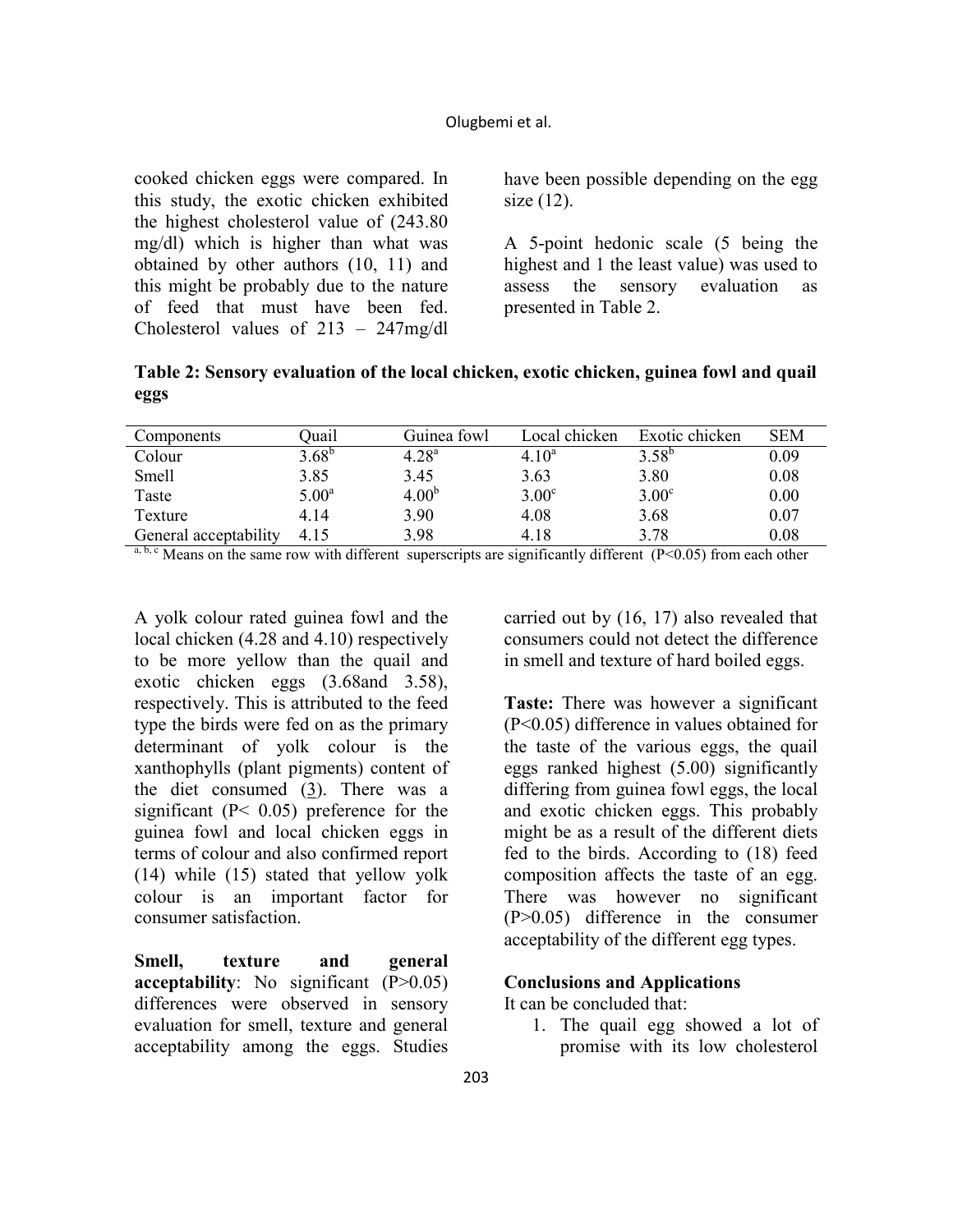cooked chicken eggs were compared. In this study, the exotic chicken exhibited the highest cholesterol value of (243.80 mg/dl) which is higher than what was obtained by other authors (10, 11) and this might be probably due to the nature of feed that must have been fed. Cholesterol values of 213 – 247mg/dl have been possible depending on the egg size (12).

A 5-point hedonic scale (5 being the highest and 1 the least value) was used to assess the sensory evaluation as presented in Table 2.

**Table 2: Sensory evaluation of the local chicken, exotic chicken, guinea fowl and quail eggs**

| Components | Quail | Guinea fowl | Local chicken | Exotic chicken | SEM |
|---|---|---|---|---|---|
| Colour | $3.68^{b}$ | $4.28^{a}$ | $4.10^{a}$ | $3.58^{b}$ | 0.09 |
| Smell | 3.85 | 3.45 | 3.63 | 3.80 | 0.08 |
| Taste | $5.00^{a}$ | $4.00^{b}$ | $3.00^{c}$ | $3.00^{c}$ | 0.00 |
| Texture | 4.14 | 3.90 | 4.08 | 3.68 | 0.07 |
| General acceptability | 4.15 | 3.98 | 4.18 | 3.78 | 0.08 |

a, b, c Means on the same row with different superscripts are significantly different ($P<0.05$) from each other

A yolk colour rated guinea fowl and the local chicken (4.28 and 4.10) respectively to be more yellow than the quail and exotic chicken eggs (3.68and 3.58), respectively. This is attributed to the feed type the birds were fed on as the primary determinant of yolk colour is the xanthophylls (plant pigments) content of the diet consumed (3). There was a significant ($P< 0.05$) preference for the guinea fowl and local chicken eggs in terms of colour and also confirmed report (14) while (15) stated that yellow yolk colour is an important factor for consumer satisfaction.

**Smell, texture and general acceptability**: No significant ($P>0.05$) differences were observed in sensory evaluation for smell, texture and general acceptability among the eggs. Studies carried out by (16, 17) also revealed that consumers could not detect the difference in smell and texture of hard boiled eggs.

**Taste:** There was however a significant ($P<0.05$) difference in values obtained for the taste of the various eggs, the quail eggs ranked highest (5.00) significantly differing from guinea fowl eggs, the local and exotic chicken eggs. This probably might be as a result of the different diets fed to the birds. According to (18) feed composition affects the taste of an egg. There was however no significant ($P>0.05$) difference in the consumer acceptability of the different egg types.

**Conclusions and Applications**

It can be concluded that:

1. The quail egg showed a lot of promise with its low cholesterol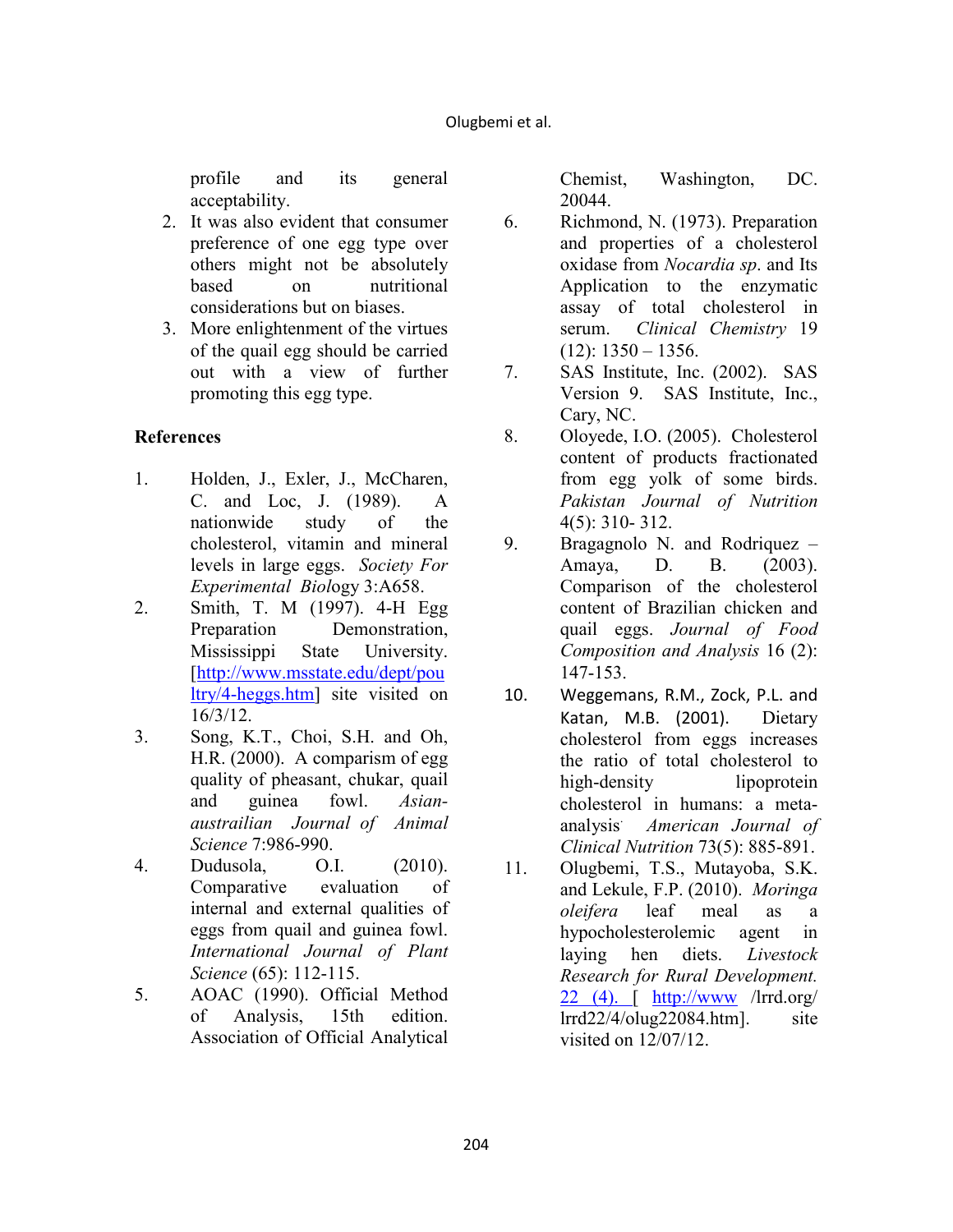profile and its general acceptability.

2. It was also evident that consumer preference of one egg type over others might not be absolutely based on nutritional considerations but on biases.
3. More enlightenment of the virtues of the quail egg should be carried out with a view of further promoting this egg type.

**References**

1. Holden, J., Exler, J., McCharen, C. and Loc, J. (1989). A nationwide study of the cholesterol, vitamin and mineral levels in large eggs. *Society For Experimental Biol*ogy 3:A658.
2. Smith, T. M (1997). 4-H Egg Preparation Demonstration, Mississippi State University. [http://www.msstate.edu/dept/poultry/4-heggs.htm] site visited on 16/3/12.
3. Song, K.T., Choi, S.H. and Oh, H.R. (2000). A comparism of egg quality of pheasant, chukar, quail and guinea fowl. *Asian-austrailian Journal of Animal Science* 7:986-990.
4. Dudusola, O.I. (2010). Comparative evaluation of internal and external qualities of eggs from quail and guinea fowl. *International Journal of Plant Science* (65): 112-115.
5. AOAC (1990). Official Method of Analysis, 15th edition. Association of Official Analytical Chemist, Washington, DC. 20044.
6. Richmond, N. (1973). Preparation and properties of a cholesterol oxidase from *Nocardia sp*. and Its Application to the enzymatic assay of total cholesterol in serum. *Clinical Chemistry* 19 (12): 1350 – 1356.
7. SAS Institute, Inc. (2002). SAS Version 9. SAS Institute, Inc., Cary, NC.
8. Oloyede, I.O. (2005). Cholesterol content of products fractionated from egg yolk of some birds. *Pakistan Journal of Nutrition* 4(5): 310- 312.
9. Bragagnolo N. and Rodriquez – Amaya, D. B. (2003). Comparison of the cholesterol content of Brazilian chicken and quail eggs. *Journal of Food Composition and Analysis* 16 (2): 147-153.
10. Weggemans, R.M., Zock, P.L. and Katan, M.B. (2001). Dietary cholesterol from eggs increases the ratio of total cholesterol to high-density lipoprotein cholesterol in humans: a meta-analysis. *American Journal of Clinical Nutrition* 73(5): 885-891.
11. Olugbemi, T.S., Mutayoba, S.K. and Lekule, F.P. (2010). *Moringa oleifera* leaf meal as a hypocholesterolemic agent in laying hen diets. *Livestock Research for Rural Development.* 22 (4). [ http://www /lrrd.org/ lrrd22/4/olug22084.htm]. site visited on 12/07/12.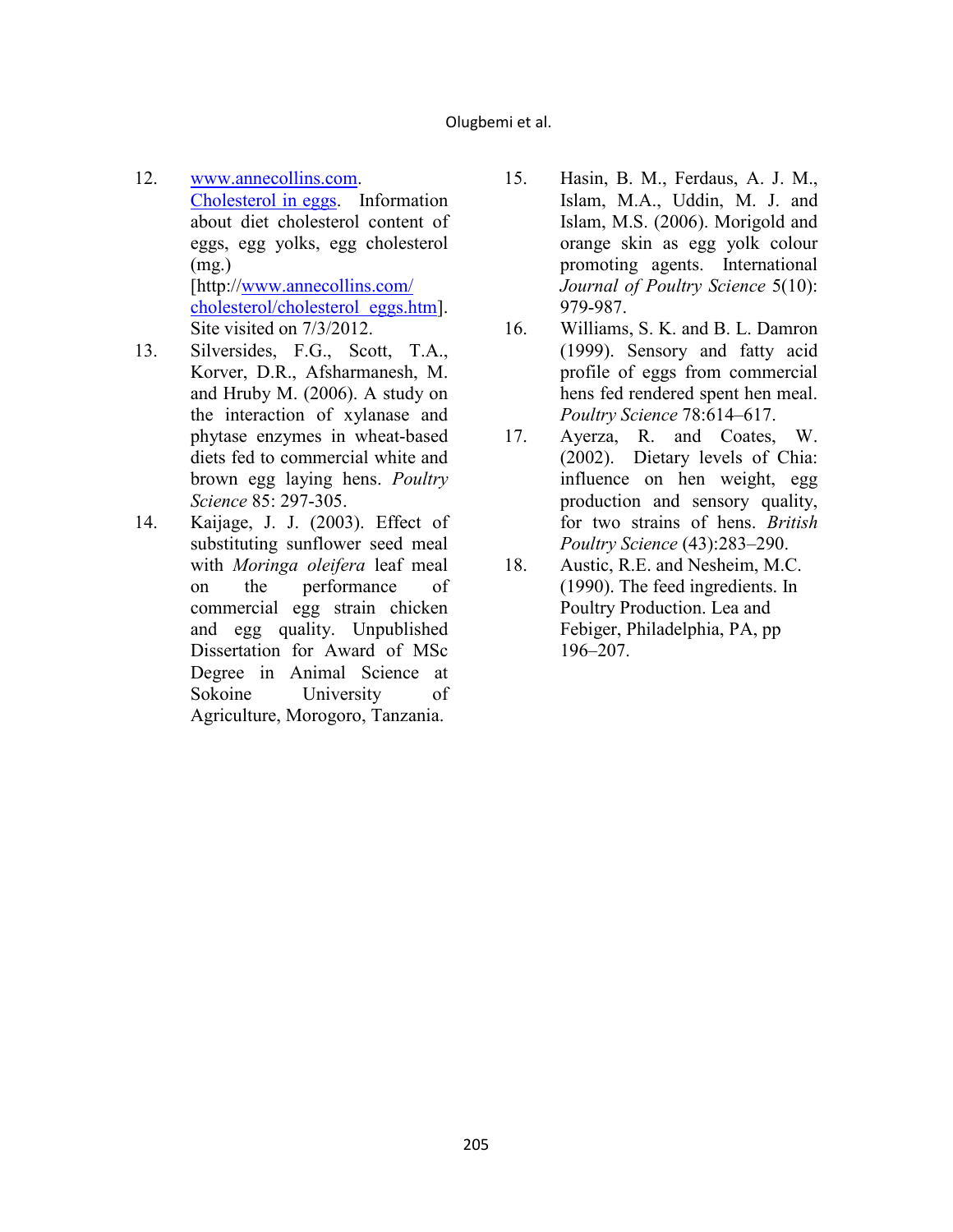12. www.annecollins.com. Cholesterol in eggs. Information about diet cholesterol content of eggs, egg yolks, egg cholesterol (mg.) [http://www.annecollins.com/cholesterol/cholesterol_eggs.htm]. Site visited on 7/3/2012.
13. Silversides, F.G., Scott, T.A., Korver, D.R., Afsharmanesh, M. and Hruby M. (2006). A study on the interaction of xylanase and phytase enzymes in wheat-based diets fed to commercial white and brown egg laying hens. *Poultry Science* 85: 297-305.
14. Kaijage, J. J. (2003). Effect of substituting sunflower seed meal with *Moringa oleifera* leaf meal on the performance of commercial egg strain chicken and egg quality. Unpublished Dissertation for Award of MSc Degree in Animal Science at Sokoine University of Agriculture, Morogoro, Tanzania.
15. Hasin, B. M., Ferdaus, A. J. M., Islam, M.A., Uddin, M. J. and Islam, M.S. (2006). Morigold and orange skin as egg yolk colour promoting agents. International *Journal of Poultry Science* 5(10): 979-987.
16. Williams, S. K. and B. L. Damron (1999). Sensory and fatty acid profile of eggs from commercial hens fed rendered spent hen meal. *Poultry Science* 78:614–617.
17. Ayerza, R. and Coates, W. (2002). Dietary levels of Chia: influence on hen weight, egg production and sensory quality, for two strains of hens. *British Poultry Science* (43):283–290.
18. Austic, R.E. and Nesheim, M.C. (1990). The feed ingredients. In Poultry Production. Lea and Febiger, Philadelphia, PA, pp 196–207.